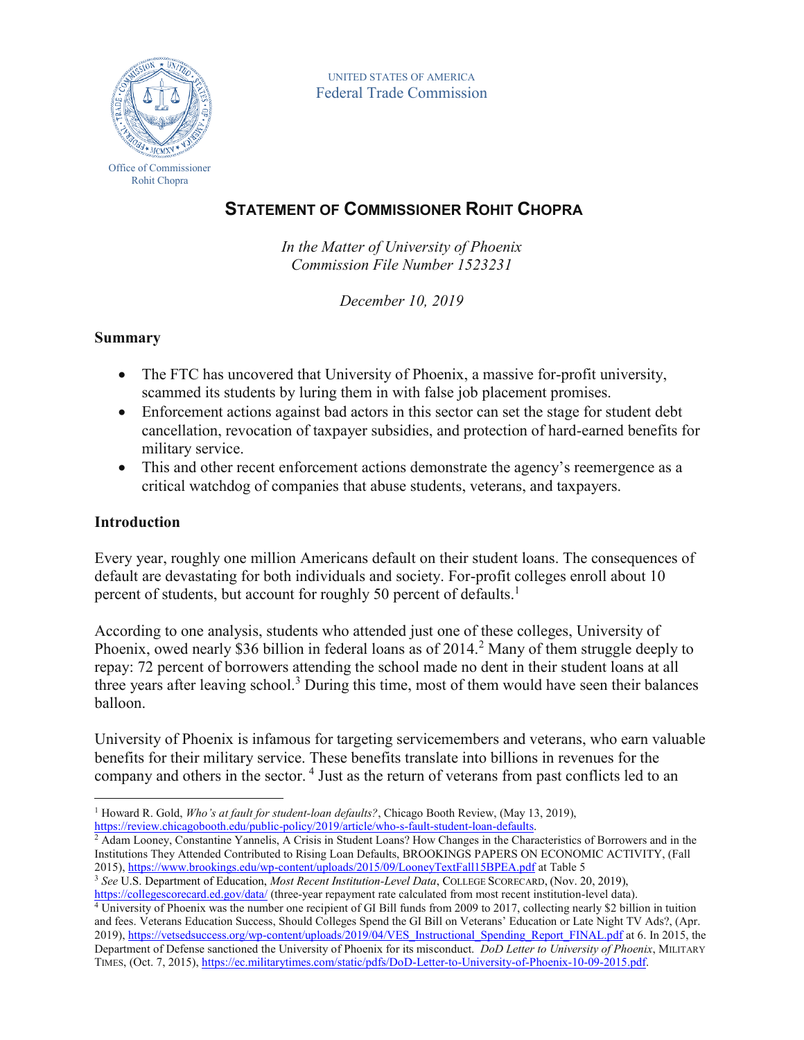UNITED STATES OF AMERICA
Federal Trade Commission

Office of Commissioner
Rohit Chopra

# STATEMENT OF COMMISSIONER ROHIT CHOPRA

*In the Matter of University of Phoenix*
*Commission File Number 1523231*

*December 10, 2019*

**Summary**

- The FTC has uncovered that University of Phoenix, a massive for-profit university, scammed its students by luring them in with false job placement promises.
- Enforcement actions against bad actors in this sector can set the stage for student debt cancellation, revocation of taxpayer subsidies, and protection of hard-earned benefits for military service.
- This and other recent enforcement actions demonstrate the agency's reemergence as a critical watchdog of companies that abuse students, veterans, and taxpayers.

**Introduction**

Every year, roughly one million Americans default on their student loans. The consequences of default are devastating for both individuals and society. For-profit colleges enroll about 10 percent of students, but account for roughly 50 percent of defaults.[1]

According to one analysis, students who attended just one of these colleges, University of Phoenix, owed nearly $36 billion in federal loans as of 2014.[2] Many of them struggle deeply to repay: 72 percent of borrowers attending the school made no dent in their student loans at all three years after leaving school.[3] During this time, most of them would have seen their balances balloon.

University of Phoenix is infamous for targeting servicemembers and veterans, who earn valuable benefits for their military service. These benefits translate into billions in revenues for the company and others in the sector.[4] Just as the return of veterans from past conflicts led to an

---

[1] Howard R. Gold, *Who's at fault for student-loan defaults?*, Chicago Booth Review, (May 13, 2019), https://review.chicagobooth.edu/public-policy/2019/article/who-s-fault-student-loan-defaults.

[2] Adam Looney, Constantine Yannelis, A Crisis in Student Loans? How Changes in the Characteristics of Borrowers and in the Institutions They Attended Contributed to Rising Loan Defaults, BROOKINGS PAPERS ON ECONOMIC ACTIVITY, (Fall 2015), https://www.brookings.edu/wp-content/uploads/2015/09/LooneyTextFall15BPEA.pdf at Table 5

[3] *See* U.S. Department of Education, *Most Recent Institution-Level Data*, COLLEGE SCORECARD, (Nov. 20, 2019), https://collegescorecard.ed.gov/data/ (three-year repayment rate calculated from most recent institution-level data).

[4] University of Phoenix was the number one recipient of GI Bill funds from 2009 to 2017, collecting nearly $2 billion in tuition and fees. Veterans Education Success, Should Colleges Spend the GI Bill on Veterans' Education or Late Night TV Ads?, (Apr. 2019), https://vetsedsuccess.org/wp-content/uploads/2019/04/VES_Instructional_Spending_Report_FINAL.pdf at 6. In 2015, the Department of Defense sanctioned the University of Phoenix for its misconduct. *DoD Letter to University of Phoenix*, MILITARY TIMES, (Oct. 7, 2015), https://ec.militarytimes.com/static/pdfs/DoD-Letter-to-University-of-Phoenix-10-09-2015.pdf.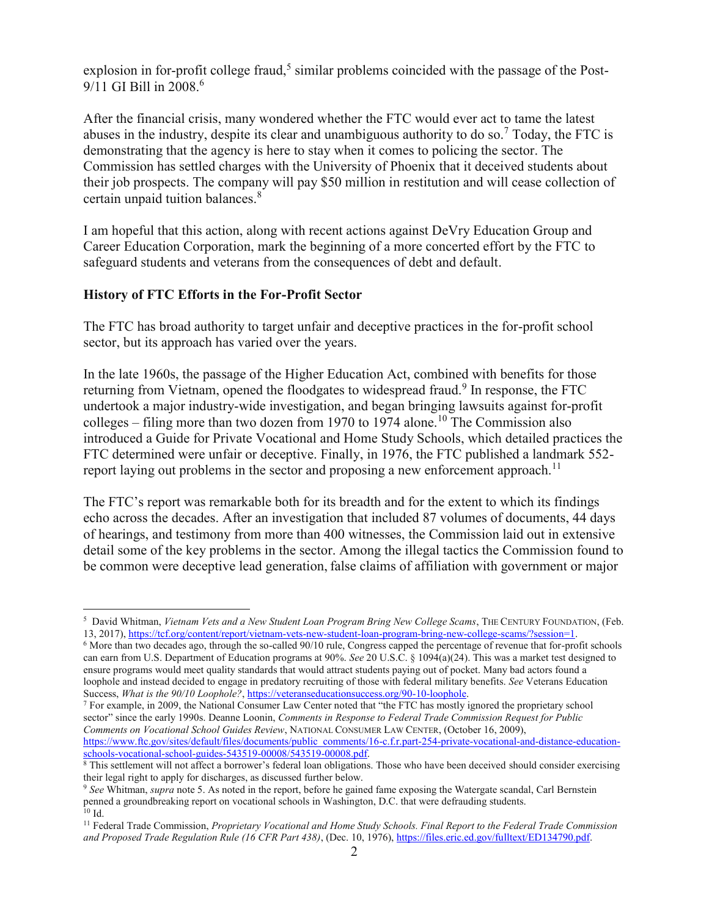explosion in for-profit college fraud,[5] similar problems coincided with the passage of the Post-9/11 GI Bill in 2008.[6]

After the financial crisis, many wondered whether the FTC would ever act to tame the latest abuses in the industry, despite its clear and unambiguous authority to do so.[7] Today, the FTC is demonstrating that the agency is here to stay when it comes to policing the sector. The Commission has settled charges with the University of Phoenix that it deceived students about their job prospects. The company will pay $50 million in restitution and will cease collection of certain unpaid tuition balances.[8]

I am hopeful that this action, along with recent actions against DeVry Education Group and Career Education Corporation, mark the beginning of a more concerted effort by the FTC to safeguard students and veterans from the consequences of debt and default.

**History of FTC Efforts in the For-Profit Sector**

The FTC has broad authority to target unfair and deceptive practices in the for-profit school sector, but its approach has varied over the years.

In the late 1960s, the passage of the Higher Education Act, combined with benefits for those returning from Vietnam, opened the floodgates to widespread fraud.[9] In response, the FTC undertook a major industry-wide investigation, and began bringing lawsuits against for-profit colleges – filing more than two dozen from 1970 to 1974 alone.[10] The Commission also introduced a Guide for Private Vocational and Home Study Schools, which detailed practices the FTC determined were unfair or deceptive. Finally, in 1976, the FTC published a landmark 552-report laying out problems in the sector and proposing a new enforcement approach.[11]

The FTC's report was remarkable both for its breadth and for the extent to which its findings echo across the decades. After an investigation that included 87 volumes of documents, 44 days of hearings, and testimony from more than 400 witnesses, the Commission laid out in extensive detail some of the key problems in the sector. Among the illegal tactics the Commission found to be common were deceptive lead generation, false claims of affiliation with government or major

---

[5] David Whitman, *Vietnam Vets and a New Student Loan Program Bring New College Scams*, THE CENTURY FOUNDATION, (Feb. 13, 2017), https://tcf.org/content/report/vietnam-vets-new-student-loan-program-bring-new-college-scams/?session=1.

[6] More than two decades ago, through the so-called 90/10 rule, Congress capped the percentage of revenue that for-profit schools can earn from U.S. Department of Education programs at 90%. *See* 20 U.S.C. § 1094(a)(24). This was a market test designed to ensure programs would meet quality standards that would attract students paying out of pocket. Many bad actors found a loophole and instead decided to engage in predatory recruiting of those with federal military benefits. *See* Veterans Education Success, *What is the 90/10 Loophole?*, https://veteranseducationsuccess.org/90-10-loophole.

[7] For example, in 2009, the National Consumer Law Center noted that "the FTC has mostly ignored the proprietary school sector" since the early 1990s. Deanne Loonin, *Comments in Response to Federal Trade Commission Request for Public Comments on Vocational School Guides Review*, NATIONAL CONSUMER LAW CENTER, (October 16, 2009), https://www.ftc.gov/sites/default/files/documents/public_comments/16-c.f.r.part-254-private-vocational-and-distance-education-schools-vocational-school-guides-543519-00008/543519-00008.pdf.

[8] This settlement will not affect a borrower's federal loan obligations. Those who have been deceived should consider exercising their legal right to apply for discharges, as discussed further below.

[9] *See* Whitman, *supra* note 5. As noted in the report, before he gained fame exposing the Watergate scandal, Carl Bernstein penned a groundbreaking report on vocational schools in Washington, D.C. that were defrauding students.

[10] Id.

[11] Federal Trade Commission, *Proprietary Vocational and Home Study Schools. Final Report to the Federal Trade Commission and Proposed Trade Regulation Rule (16 CFR Part 438)*, (Dec. 10, 1976), https://files.eric.ed.gov/fulltext/ED134790.pdf.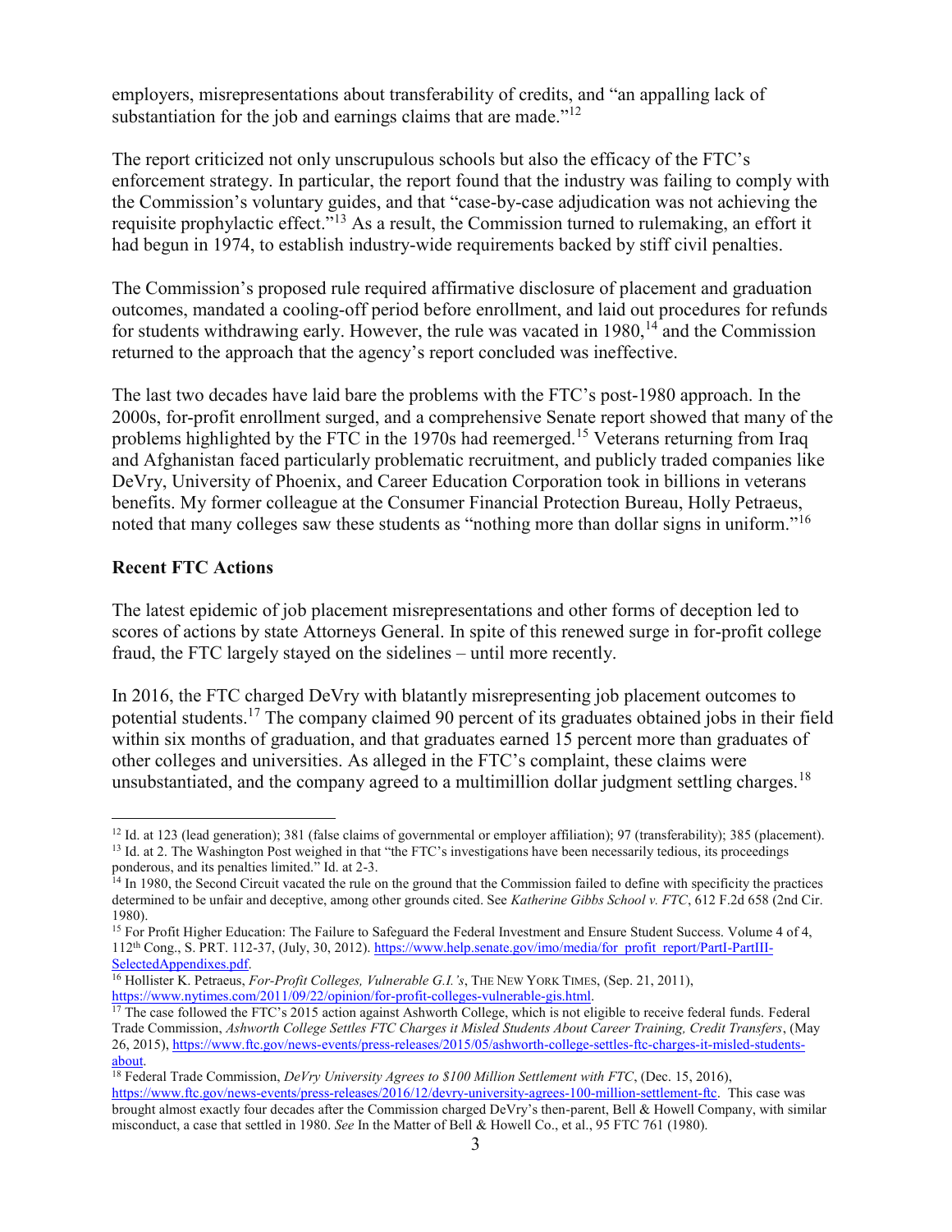employers, misrepresentations about transferability of credits, and "an appalling lack of substantiation for the job and earnings claims that are made."[12]

The report criticized not only unscrupulous schools but also the efficacy of the FTC's enforcement strategy. In particular, the report found that the industry was failing to comply with the Commission's voluntary guides, and that "case-by-case adjudication was not achieving the requisite prophylactic effect."[13] As a result, the Commission turned to rulemaking, an effort it had begun in 1974, to establish industry-wide requirements backed by stiff civil penalties.

The Commission's proposed rule required affirmative disclosure of placement and graduation outcomes, mandated a cooling-off period before enrollment, and laid out procedures for refunds for students withdrawing early. However, the rule was vacated in 1980,[14] and the Commission returned to the approach that the agency's report concluded was ineffective.

The last two decades have laid bare the problems with the FTC's post-1980 approach. In the 2000s, for-profit enrollment surged, and a comprehensive Senate report showed that many of the problems highlighted by the FTC in the 1970s had reemerged.[15] Veterans returning from Iraq and Afghanistan faced particularly problematic recruitment, and publicly traded companies like DeVry, University of Phoenix, and Career Education Corporation took in billions in veterans benefits. My former colleague at the Consumer Financial Protection Bureau, Holly Petraeus, noted that many colleges saw these students as "nothing more than dollar signs in uniform."[16]

**Recent FTC Actions**

The latest epidemic of job placement misrepresentations and other forms of deception led to scores of actions by state Attorneys General. In spite of this renewed surge in for-profit college fraud, the FTC largely stayed on the sidelines – until more recently.

In 2016, the FTC charged DeVry with blatantly misrepresenting job placement outcomes to potential students.[17] The company claimed 90 percent of its graduates obtained jobs in their field within six months of graduation, and that graduates earned 15 percent more than graduates of other colleges and universities. As alleged in the FTC's complaint, these claims were unsubstantiated, and the company agreed to a multimillion dollar judgment settling charges.[18]

---

[12] Id. at 123 (lead generation); 381 (false claims of governmental or employer affiliation); 97 (transferability); 385 (placement).

[13] Id. at 2. The Washington Post weighed in that "the FTC's investigations have been necessarily tedious, its proceedings ponderous, and its penalties limited." Id. at 2-3.

[14] In 1980, the Second Circuit vacated the rule on the ground that the Commission failed to define with specificity the practices determined to be unfair and deceptive, among other grounds cited. See *Katherine Gibbs School v. FTC*, 612 F.2d 658 (2nd Cir. 1980).

[15] For Profit Higher Education: The Failure to Safeguard the Federal Investment and Ensure Student Success. Volume 4 of 4, 112th Cong., S. PRT. 112-37, (July, 30, 2012). https://www.help.senate.gov/imo/media/for_profit_report/PartI-PartIII-SelectedAppendixes.pdf.

[16] Hollister K. Petraeus, *For-Profit Colleges, Vulnerable G.I.'s*, THE NEW YORK TIMES, (Sep. 21, 2011), https://www.nytimes.com/2011/09/22/opinion/for-profit-colleges-vulnerable-gis.html.

[17] The case followed the FTC's 2015 action against Ashworth College, which is not eligible to receive federal funds. Federal Trade Commission, *Ashworth College Settles FTC Charges it Misled Students About Career Training, Credit Transfers*, (May 26, 2015), https://www.ftc.gov/news-events/press-releases/2015/05/ashworth-college-settles-ftc-charges-it-misled-students-about.

[18] Federal Trade Commission, *DeVry University Agrees to $100 Million Settlement with FTC*, (Dec. 15, 2016), https://www.ftc.gov/news-events/press-releases/2016/12/devry-university-agrees-100-million-settlement-ftc. This case was brought almost exactly four decades after the Commission charged DeVry's then-parent, Bell & Howell Company, with similar misconduct, a case that settled in 1980. *See* In the Matter of Bell & Howell Co., et al., 95 FTC 761 (1980).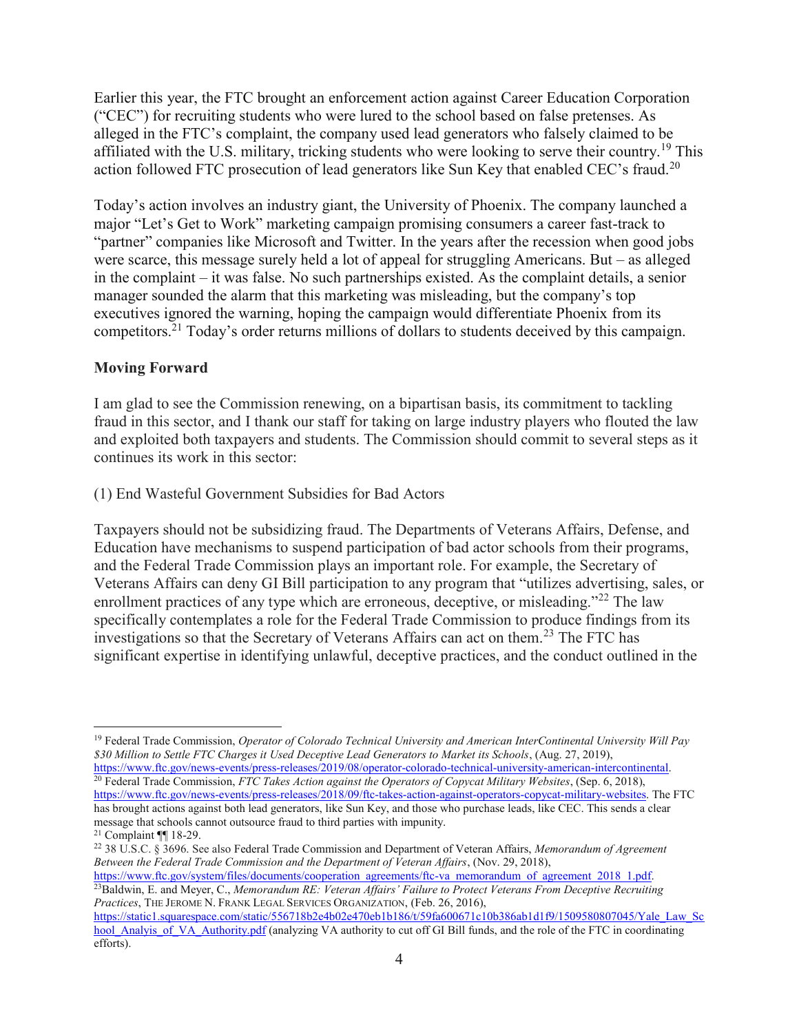Earlier this year, the FTC brought an enforcement action against Career Education Corporation ("CEC") for recruiting students who were lured to the school based on false pretenses. As alleged in the FTC's complaint, the company used lead generators who falsely claimed to be affiliated with the U.S. military, tricking students who were looking to serve their country.[19] This action followed FTC prosecution of lead generators like Sun Key that enabled CEC's fraud.[20]

Today's action involves an industry giant, the University of Phoenix. The company launched a major "Let's Get to Work" marketing campaign promising consumers a career fast-track to "partner" companies like Microsoft and Twitter. In the years after the recession when good jobs were scarce, this message surely held a lot of appeal for struggling Americans. But – as alleged in the complaint – it was false. No such partnerships existed. As the complaint details, a senior manager sounded the alarm that this marketing was misleading, but the company's top executives ignored the warning, hoping the campaign would differentiate Phoenix from its competitors.[21] Today's order returns millions of dollars to students deceived by this campaign.

**Moving Forward**

I am glad to see the Commission renewing, on a bipartisan basis, its commitment to tackling fraud in this sector, and I thank our staff for taking on large industry players who flouted the law and exploited both taxpayers and students. The Commission should commit to several steps as it continues its work in this sector:

(1) End Wasteful Government Subsidies for Bad Actors

Taxpayers should not be subsidizing fraud. The Departments of Veterans Affairs, Defense, and Education have mechanisms to suspend participation of bad actor schools from their programs, and the Federal Trade Commission plays an important role. For example, the Secretary of Veterans Affairs can deny GI Bill participation to any program that "utilizes advertising, sales, or enrollment practices of any type which are erroneous, deceptive, or misleading."[22] The law specifically contemplates a role for the Federal Trade Commission to produce findings from its investigations so that the Secretary of Veterans Affairs can act on them.[23] The FTC has significant expertise in identifying unlawful, deceptive practices, and the conduct outlined in the

---

[19] Federal Trade Commission, *Operator of Colorado Technical University and American InterContinental University Will Pay $30 Million to Settle FTC Charges it Used Deceptive Lead Generators to Market its Schools*, (Aug. 27, 2019), https://www.ftc.gov/news-events/press-releases/2019/08/operator-colorado-technical-university-american-intercontinental.

[20] Federal Trade Commission, *FTC Takes Action against the Operators of Copycat Military Websites*, (Sep. 6, 2018), https://www.ftc.gov/news-events/press-releases/2018/09/ftc-takes-action-against-operators-copycat-military-websites. The FTC has brought actions against both lead generators, like Sun Key, and those who purchase leads, like CEC. This sends a clear message that schools cannot outsource fraud to third parties with impunity.

[21] Complaint ¶¶ 18-29.

[22] 38 U.S.C. § 3696. See also Federal Trade Commission and Department of Veteran Affairs, *Memorandum of Agreement Between the Federal Trade Commission and the Department of Veteran Affairs*, (Nov. 29, 2018), https://www.ftc.gov/system/files/documents/cooperation_agreements/ftc-va_memorandum_of_agreement_2018_1.pdf.

[23] Baldwin, E. and Meyer, C., *Memorandum RE: Veteran Affairs' Failure to Protect Veterans From Deceptive Recruiting Practices*, THE JEROME N. FRANK LEGAL SERVICES ORGANIZATION, (Feb. 26, 2016), https://static1.squarespace.com/static/556718b2e4b02e470eb1b186/t/59fa600671c10b386ab1d1f9/1509580807045/Yale_Law_School_Analyis_of_VA_Authority.pdf (analyzing VA authority to cut off GI Bill funds, and the role of the FTC in coordinating efforts).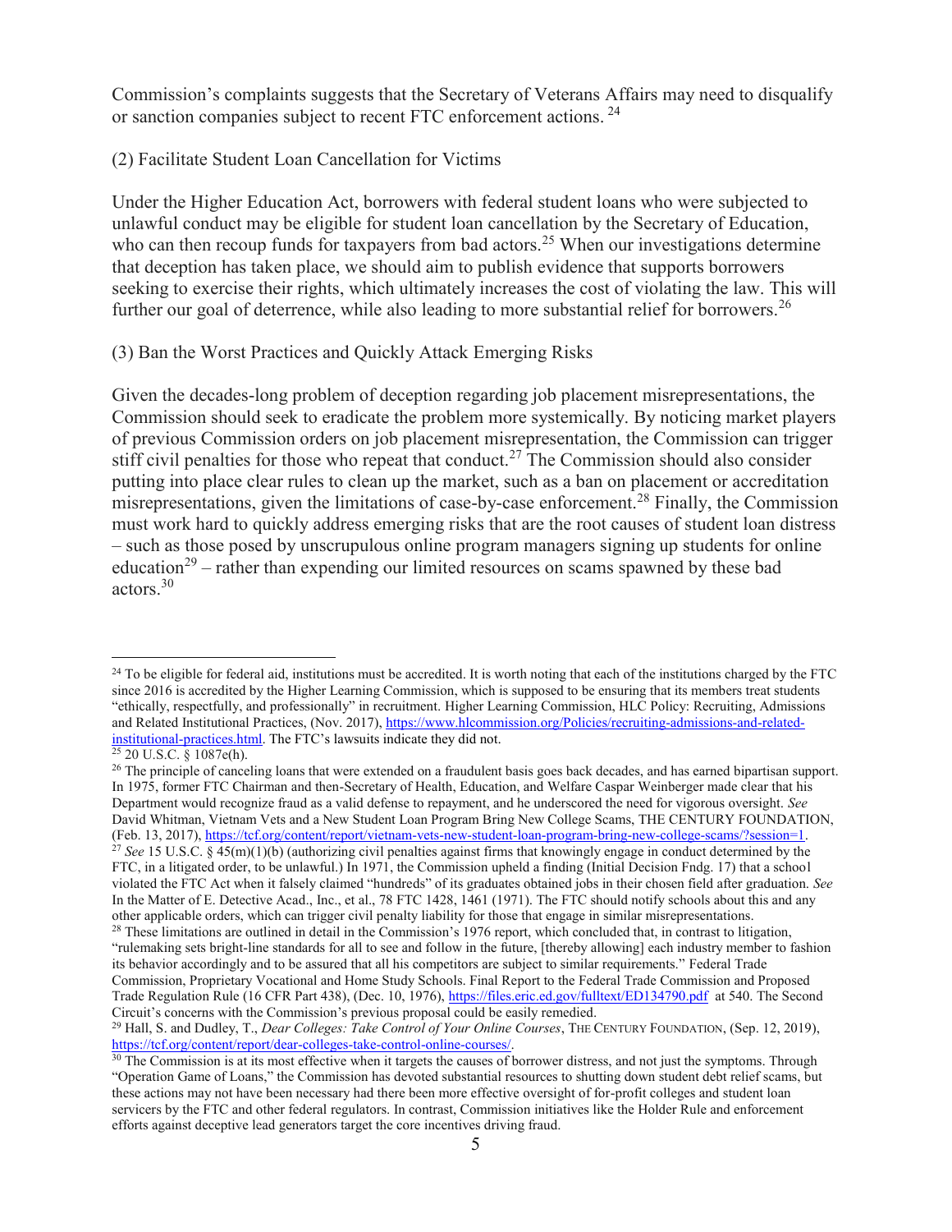Commission's complaints suggests that the Secretary of Veterans Affairs may need to disqualify or sanction companies subject to recent FTC enforcement actions. [24]

(2) Facilitate Student Loan Cancellation for Victims

Under the Higher Education Act, borrowers with federal student loans who were subjected to unlawful conduct may be eligible for student loan cancellation by the Secretary of Education, who can then recoup funds for taxpayers from bad actors.[25] When our investigations determine that deception has taken place, we should aim to publish evidence that supports borrowers seeking to exercise their rights, which ultimately increases the cost of violating the law. This will further our goal of deterrence, while also leading to more substantial relief for borrowers.[26]

(3) Ban the Worst Practices and Quickly Attack Emerging Risks

Given the decades-long problem of deception regarding job placement misrepresentations, the Commission should seek to eradicate the problem more systemically. By noticing market players of previous Commission orders on job placement misrepresentation, the Commission can trigger stiff civil penalties for those who repeat that conduct.[27] The Commission should also consider putting into place clear rules to clean up the market, such as a ban on placement or accreditation misrepresentations, given the limitations of case-by-case enforcement.[28] Finally, the Commission must work hard to quickly address emerging risks that are the root causes of student loan distress – such as those posed by unscrupulous online program managers signing up students for online education[29] – rather than expending our limited resources on scams spawned by these bad actors.[30]

---

[24] To be eligible for federal aid, institutions must be accredited. It is worth noting that each of the institutions charged by the FTC since 2016 is accredited by the Higher Learning Commission, which is supposed to be ensuring that its members treat students "ethically, respectfully, and professionally" in recruitment. Higher Learning Commission, HLC Policy: Recruiting, Admissions and Related Institutional Practices, (Nov. 2017), https://www.hlcommission.org/Policies/recruiting-admissions-and-related-institutional-practices.html. The FTC's lawsuits indicate they did not.

[25] 20 U.S.C. § 1087e(h).

[26] The principle of canceling loans that were extended on a fraudulent basis goes back decades, and has earned bipartisan support. In 1975, former FTC Chairman and then-Secretary of Health, Education, and Welfare Caspar Weinberger made clear that his Department would recognize fraud as a valid defense to repayment, and he underscored the need for vigorous oversight. *See* David Whitman, Vietnam Vets and a New Student Loan Program Bring New College Scams, THE CENTURY FOUNDATION, (Feb. 13, 2017), https://tcf.org/content/report/vietnam-vets-new-student-loan-program-bring-new-college-scams/?session=1.

[27] *See* 15 U.S.C. § 45(m)(1)(b) (authorizing civil penalties against firms that knowingly engage in conduct determined by the FTC, in a litigated order, to be unlawful.) In 1971, the Commission upheld a finding (Initial Decision Fndg. 17) that a school violated the FTC Act when it falsely claimed "hundreds" of its graduates obtained jobs in their chosen field after graduation. *See* In the Matter of E. Detective Acad., Inc., et al., 78 FTC 1428, 1461 (1971). The FTC should notify schools about this and any other applicable orders, which can trigger civil penalty liability for those that engage in similar misrepresentations.

[28] These limitations are outlined in detail in the Commission's 1976 report, which concluded that, in contrast to litigation, "rulemaking sets bright-line standards for all to see and follow in the future, [thereby allowing] each industry member to fashion its behavior accordingly and to be assured that all his competitors are subject to similar requirements." Federal Trade Commission, Proprietary Vocational and Home Study Schools. Final Report to the Federal Trade Commission and Proposed Trade Regulation Rule (16 CFR Part 438), (Dec. 10, 1976), https://files.eric.ed.gov/fulltext/ED134790.pdf at 540. The Second Circuit's concerns with the Commission's previous proposal could be easily remedied.

[29] Hall, S. and Dudley, T., *Dear Colleges: Take Control of Your Online Courses*, THE CENTURY FOUNDATION, (Sep. 12, 2019), https://tcf.org/content/report/dear-colleges-take-control-online-courses/.

[30] The Commission is at its most effective when it targets the causes of borrower distress, and not just the symptoms. Through "Operation Game of Loans," the Commission has devoted substantial resources to shutting down student debt relief scams, but these actions may not have been necessary had there been more effective oversight of for-profit colleges and student loan servicers by the FTC and other federal regulators. In contrast, Commission initiatives like the Holder Rule and enforcement efforts against deceptive lead generators target the core incentives driving fraud.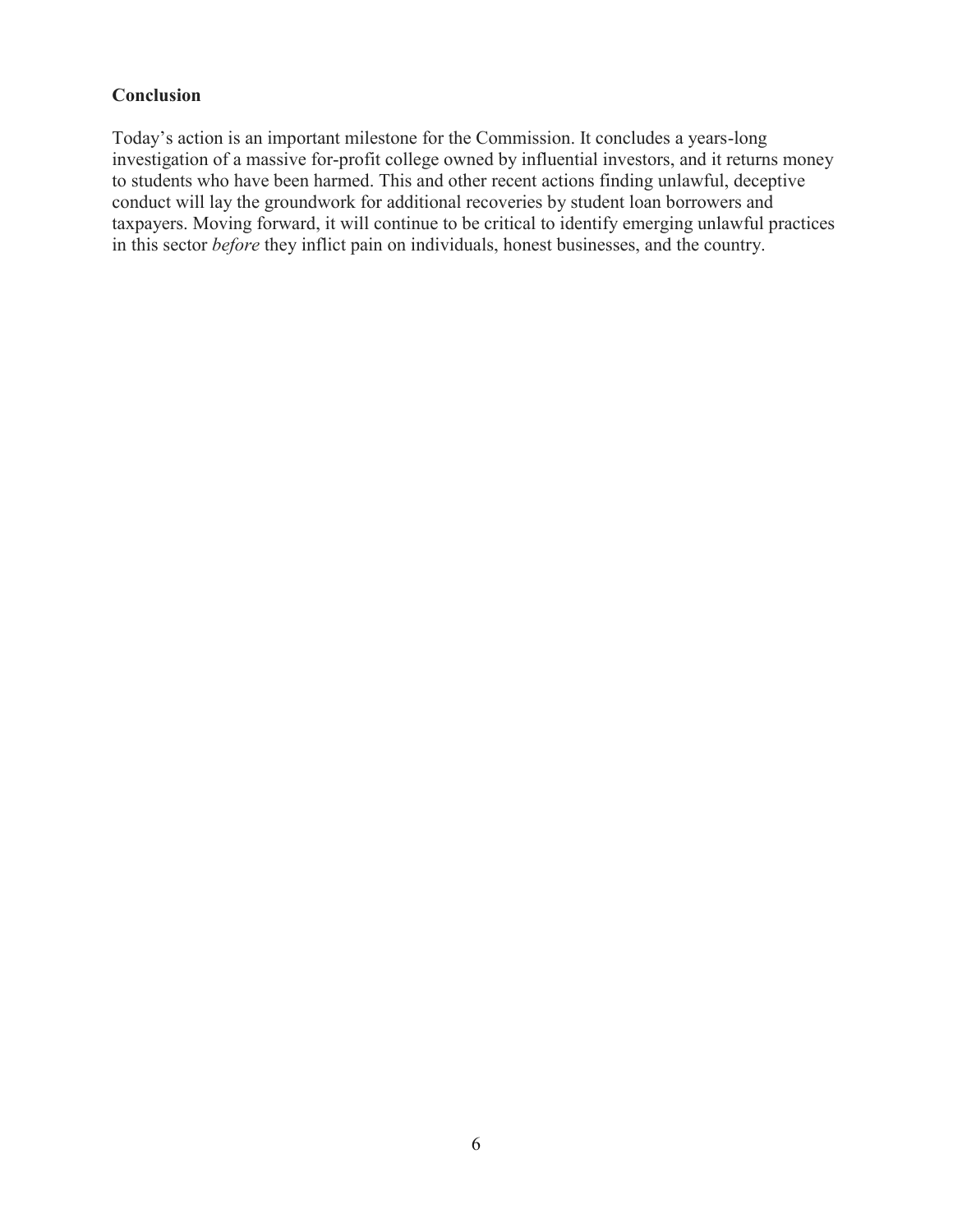**Conclusion**

Today's action is an important milestone for the Commission. It concludes a years-long investigation of a massive for-profit college owned by influential investors, and it returns money to students who have been harmed. This and other recent actions finding unlawful, deceptive conduct will lay the groundwork for additional recoveries by student loan borrowers and taxpayers. Moving forward, it will continue to be critical to identify emerging unlawful practices in this sector *before* they inflict pain on individuals, honest businesses, and the country.